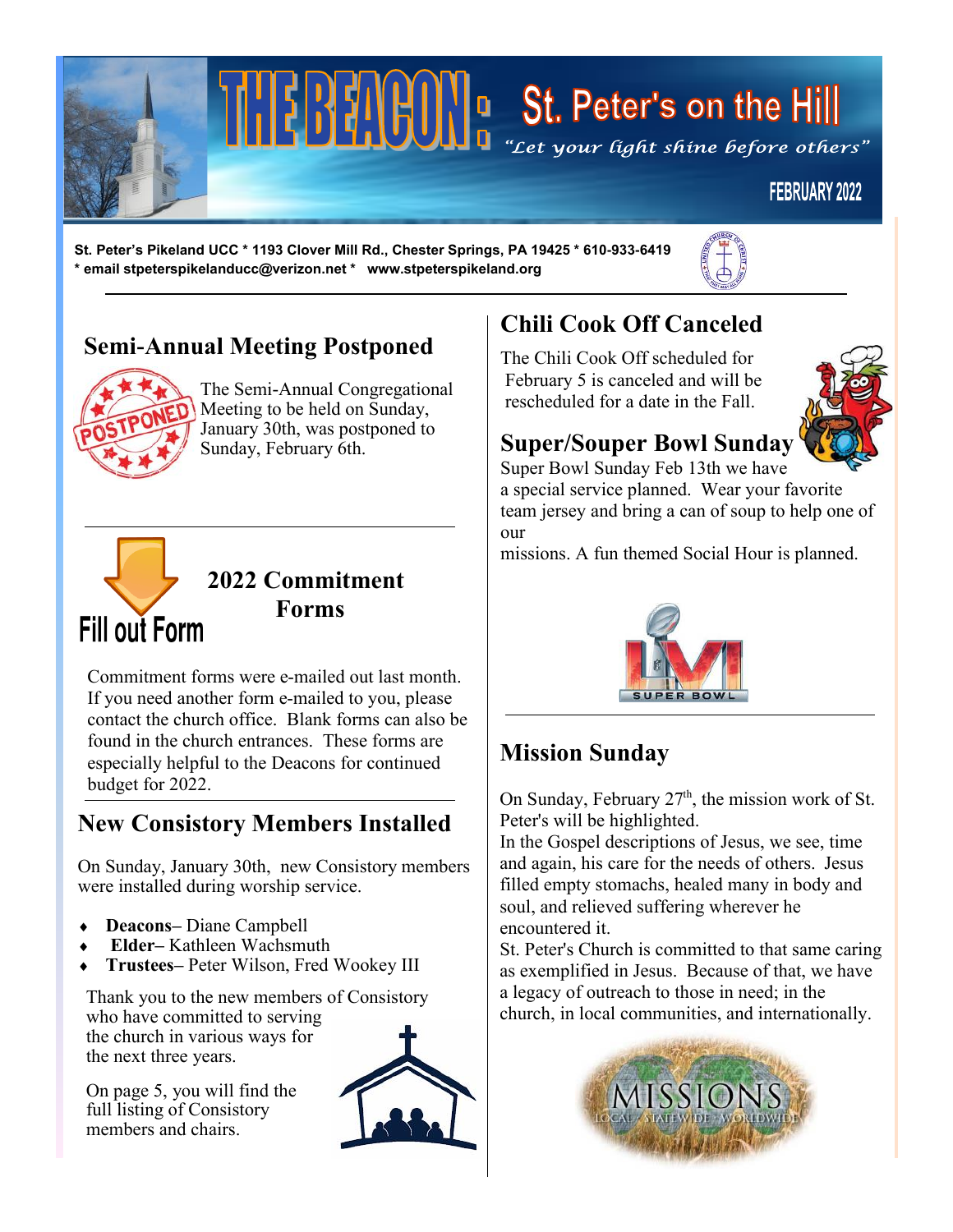# THE BEACON: St. Peter's on the Hill

*"Let your light shine before others"*

FEBRUARY 2022

**St. Peter's Pikeland UCC * 1193 Clover Mill Rd., Chester Springs, PA 19425 * 610-933-6419 * email stpeterspikelanducc@verizon.net * www.stpeterspikeland.org**

## Semi-Annual Meeting Postponed

The Semi-Annual Congregational Meeting to be held on Sunday, January 30th, was postponed to Sunday, February 6th.

## 2022 Commitment Forms

Fill out Form

Commitment forms were e-mailed out last month. If you need another form e-mailed to you, please contact the church office. Blank forms can also be found in the church entrances. These forms are especially helpful to the Deacons for continued budget for 2022.

## New Consistory Members Installed

On Sunday, January 30th, new Consistory members were installed during worship service.

- **Deacons**– Diane Campbell
- **Elder**– Kathleen Wachsmuth
- **Trustees**– Peter Wilson, Fred Wookey III

Thank you to the new members of Consistory who have committed to serving the church in various ways for the next three years.

On page 5, you will find the full listing of Consistory members and chairs.

## Chili Cook Off Canceled

The Chili Cook Off scheduled for February 5 is canceled and will be rescheduled for a date in the Fall.

## Super/Souper Bowl Sunday

Super Bowl Sunday Feb 13th we have a special service planned. Wear your favorite team jersey and bring a can of soup to help one of our missions. A fun themed Social Hour is planned.

## Mission Sunday

On Sunday, February 27th, the mission work of St. Peter's will be highlighted.

In the Gospel descriptions of Jesus, we see, time and again, his care for the needs of others. Jesus filled empty stomachs, healed many in body and soul, and relieved suffering wherever he encountered it.

St. Peter's Church is committed to that same caring as exemplified in Jesus. Because of that, we have a legacy of outreach to those in need; in the church, in local communities, and internationally.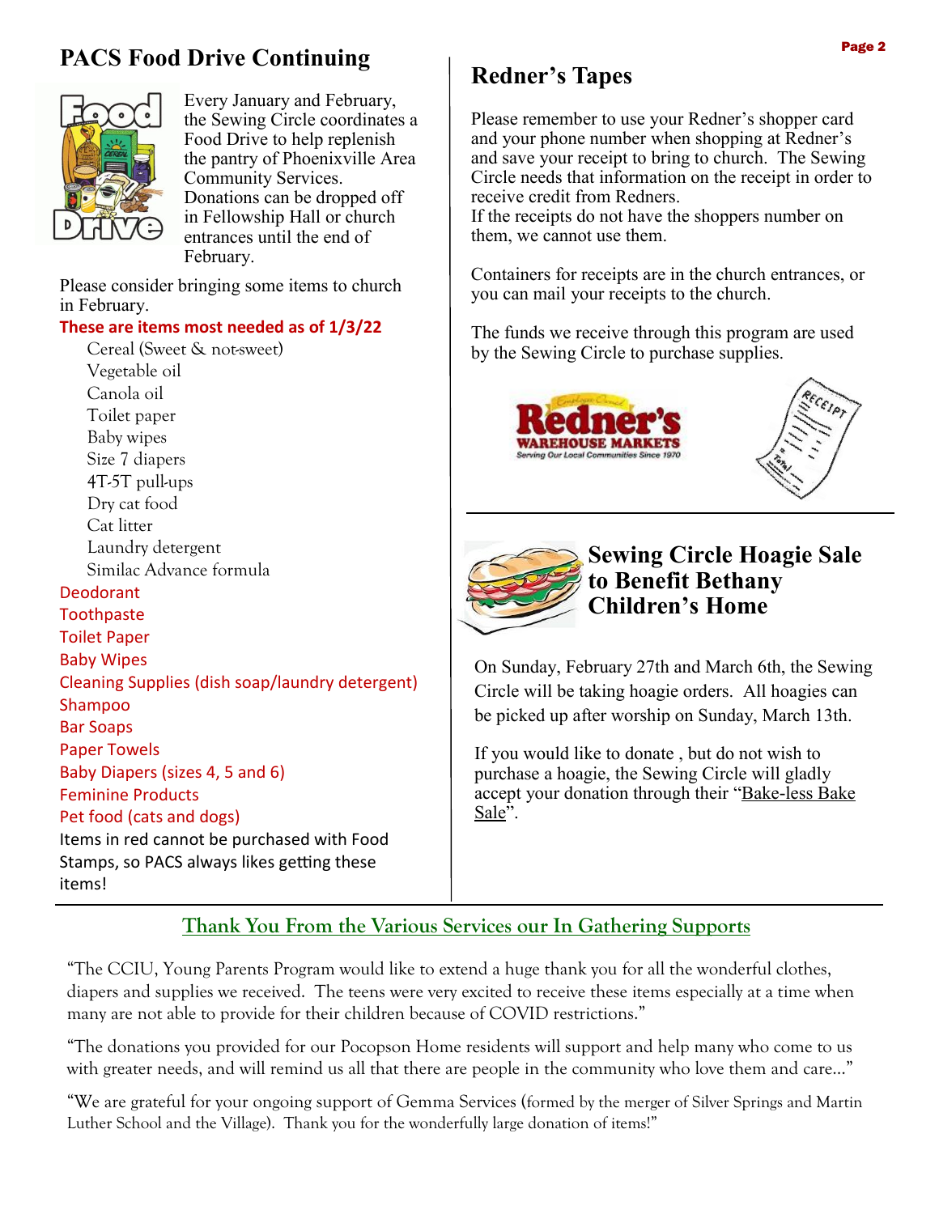## PACS Food Drive Continuing

Every January and February, the Sewing Circle coordinates a Food Drive to help replenish the pantry of Phoenixville Area Community Services. Donations can be dropped off in Fellowship Hall or church entrances until the end of February.

Please consider bringing some items to church in February.

**These are items most needed as of 1/3/22**

- Cereal (Sweet & not-sweet)
- Vegetable oil
- Canola oil
- Toilet paper
- Baby wipes
- Size 7 diapers
- 4T-5T pull-ups
- Dry cat food
- Cat litter
- Laundry detergent
- Similac Advance formula

Deodorant
Toothpaste
Toilet Paper
Baby Wipes
Cleaning Supplies (dish soap/laundry detergent)
Shampoo
Bar Soaps
Paper Towels
Baby Diapers (sizes 4, 5 and 6)
Feminine Products
Pet food (cats and dogs)

Items in red cannot be purchased with Food Stamps, so PACS always likes getting these items!

## Redner's Tapes

Please remember to use your Redner's shopper card and your phone number when shopping at Redner's and save your receipt to bring to church. The Sewing Circle needs that information on the receipt in order to receive credit from Redners.
If the receipts do not have the shoppers number on them, we cannot use them.

Containers for receipts are in the church entrances, or you can mail your receipts to the church.

The funds we receive through this program are used by the Sewing Circle to purchase supplies.

## Sewing Circle Hoagie Sale to Benefit Bethany Children's Home

On Sunday, February 27th and March 6th, the Sewing Circle will be taking hoagie orders. All hoagies can be picked up after worship on Sunday, March 13th.

If you would like to donate , but do not wish to purchase a hoagie, the Sewing Circle will gladly accept your donation through their "Bake-less Bake Sale".

## Thank You From the Various Services our In Gathering Supports

"The CCIU, Young Parents Program would like to extend a huge thank you for all the wonderful clothes, diapers and supplies we received. The teens were very excited to receive these items especially at a time when many are not able to provide for their children because of COVID restrictions."

"The donations you provided for our Pocopson Home residents will support and help many who come to us with greater needs, and will remind us all that there are people in the community who love them and care…"

"We are grateful for your ongoing support of Gemma Services (formed by the merger of Silver Springs and Martin Luther School and the Village). Thank you for the wonderfully large donation of items!"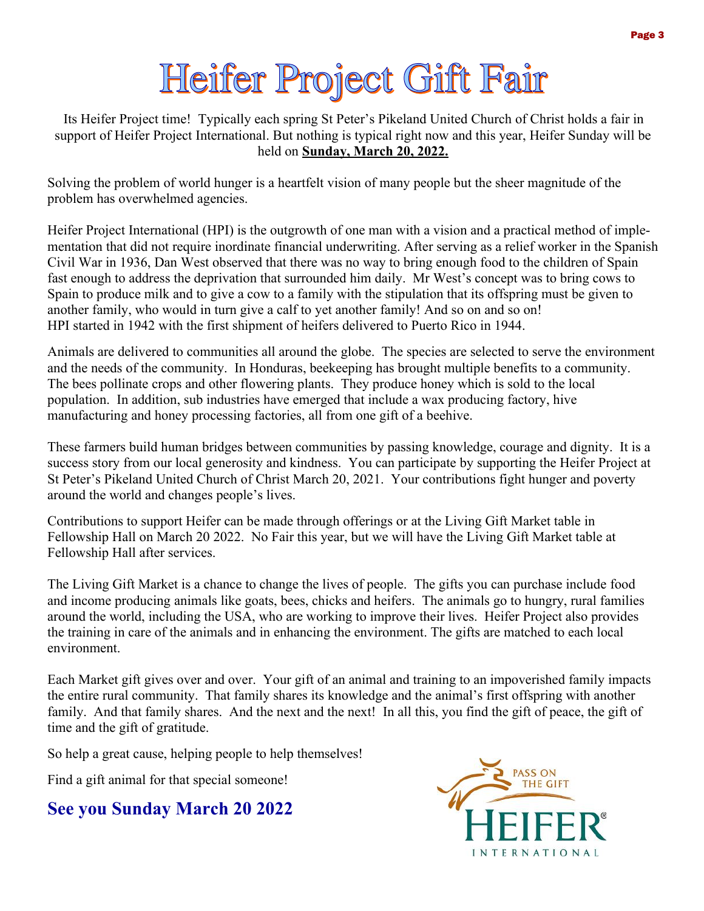# Heifer Project Gift Fair

Its Heifer Project time! Typically each spring St Peter's Pikeland United Church of Christ holds a fair in support of Heifer Project International. But nothing is typical right now and this year, Heifer Sunday will be held on **Sunday, March 20, 2022.**

Solving the problem of world hunger is a heartfelt vision of many people but the sheer magnitude of the problem has overwhelmed agencies.

Heifer Project International (HPI) is the outgrowth of one man with a vision and a practical method of implementation that did not require inordinate financial underwriting. After serving as a relief worker in the Spanish Civil War in 1936, Dan West observed that there was no way to bring enough food to the children of Spain fast enough to address the deprivation that surrounded him daily. Mr West's concept was to bring cows to Spain to produce milk and to give a cow to a family with the stipulation that its offspring must be given to another family, who would in turn give a calf to yet another family! And so on and so on! HPI started in 1942 with the first shipment of heifers delivered to Puerto Rico in 1944.

Animals are delivered to communities all around the globe. The species are selected to serve the environment and the needs of the community. In Honduras, beekeeping has brought multiple benefits to a community. The bees pollinate crops and other flowering plants. They produce honey which is sold to the local population. In addition, sub industries have emerged that include a wax producing factory, hive manufacturing and honey processing factories, all from one gift of a beehive.

These farmers build human bridges between communities by passing knowledge, courage and dignity. It is a success story from our local generosity and kindness. You can participate by supporting the Heifer Project at St Peter's Pikeland United Church of Christ March 20, 2021. Your contributions fight hunger and poverty around the world and changes people's lives.

Contributions to support Heifer can be made through offerings or at the Living Gift Market table in Fellowship Hall on March 20 2022. No Fair this year, but we will have the Living Gift Market table at Fellowship Hall after services.

The Living Gift Market is a chance to change the lives of people. The gifts you can purchase include food and income producing animals like goats, bees, chicks and heifers. The animals go to hungry, rural families around the world, including the USA, who are working to improve their lives. Heifer Project also provides the training in care of the animals and in enhancing the environment. The gifts are matched to each local environment.

Each Market gift gives over and over. Your gift of an animal and training to an impoverished family impacts the entire rural community. That family shares its knowledge and the animal's first offspring with another family. And that family shares. And the next and the next! In all this, you find the gift of peace, the gift of time and the gift of gratitude.

So help a great cause, helping people to help themselves!

Find a gift animal for that special someone!

**See you Sunday March 20 2022**

PASS ON THE GIFT

HEIFER® INTERNATIONAL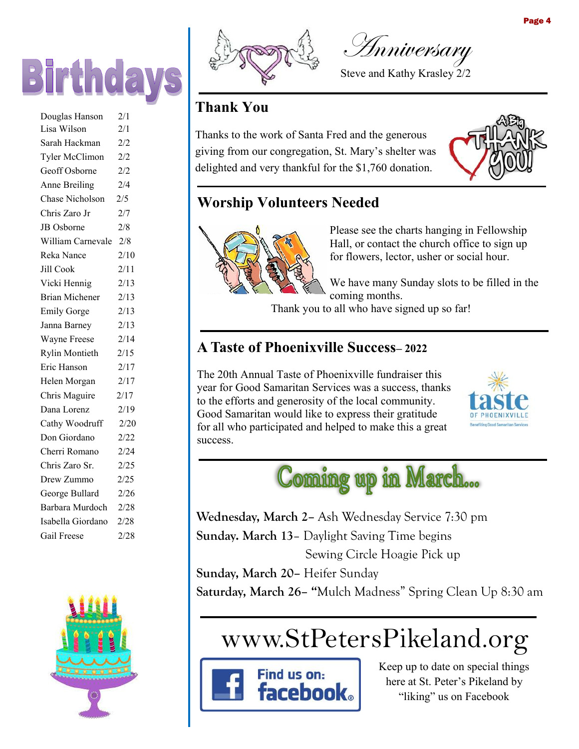# Birthdays

| | |
|---|---|
| Douglas Hanson | 2/1 |
| Lisa Wilson | 2/1 |
| Sarah Hackman | 2/2 |
| Tyler McClimon | 2/2 |
| Geoff Osborne | 2/2 |
| Anne Breiling | 2/4 |
| Chase Nicholson | 2/5 |
| Chris Zaro Jr | 2/7 |
| JB Osborne | 2/8 |
| William Carnevale | 2/8 |
| Reka Nance | 2/10 |
| Jill Cook | 2/11 |
| Vicki Hennig | 2/13 |
| Brian Michener | 2/13 |
| Emily Gorge | 2/13 |
| Janna Barney | 2/13 |
| Wayne Freese | 2/14 |
| Rylin Montieth | 2/15 |
| Eric Hanson | 2/17 |
| Helen Morgan | 2/17 |
| Chris Maguire | 2/17 |
| Dana Lorenz | 2/19 |
| Cathy Woodruff | 2/20 |
| Don Giordano | 2/22 |
| Cherri Romano | 2/24 |
| Chris Zaro Sr. | 2/25 |
| Drew Zummo | 2/25 |
| George Bullard | 2/26 |
| Barbara Murdoch | 2/28 |
| Isabella Giordano | 2/28 |
| Gail Freese | 2/28 |

## Anniversary

Steve and Kathy Krasley 2/2

## Thank You

Thanks to the work of Santa Fred and the generous giving from our congregation, St. Mary's shelter was delighted and very thankful for the $1,760 donation.

## Worship Volunteers Needed

Please see the charts hanging in Fellowship Hall, or contact the church office to sign up for flowers, lector, usher or social hour.

We have many Sunday slots to be filled in the coming months.

Thank you to all who have signed up so far!

## A Taste of Phoenixville Success– 2022

The 20th Annual Taste of Phoenixville fundraiser this year for Good Samaritan Services was a success, thanks to the efforts and generosity of the local community. Good Samaritan would like to express their gratitude for all who participated and helped to make this a great success.

## Coming up in March...

**Wednesday, March 2–** Ash Wednesday Service 7:30 pm

**Sunday. March 13–** Daylight Saving Time begins

Sewing Circle Hoagie Pick up

**Sunday, March 20–** Heifer Sunday

**Saturday, March 26– "**Mulch Madness" Spring Clean Up 8:30 am

## www.StPetersPikeland.org

Find us on: facebook

Keep up to date on special things here at St. Peter's Pikeland by "liking" us on Facebook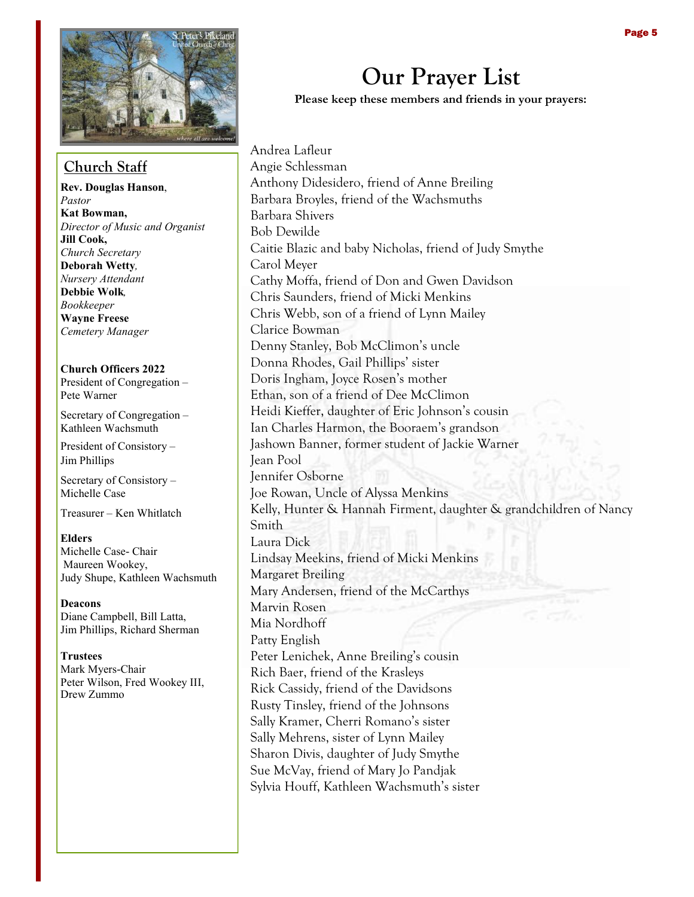## Church Staff

**Rev. Douglas Hanson**,
*Pastor*
**Kat Bowman,**
*Director of Music and Organist*
**Jill Cook,**
*Church Secretary*
**Deborah Wetty**,
*Nursery Attendant*
**Debbie Wolk**,
*Bookkeeper*
**Wayne Freese**
*Cemetery Manager*

**Church Officers 2022**
President of Congregation – Pete Warner

Secretary of Congregation – Kathleen Wachsmuth

President of Consistory – Jim Phillips

Secretary of Consistory – Michelle Case

Treasurer – Ken Whitlatch

**Elders**
Michelle Case- Chair
Maureen Wookey,
Judy Shupe, Kathleen Wachsmuth

**Deacons**
Diane Campbell, Bill Latta,
Jim Phillips, Richard Sherman

**Trustees**
Mark Myers-Chair
Peter Wilson, Fred Wookey III,
Drew Zummo

# Our Prayer List

**Please keep these members and friends in your prayers:**

Andrea Lafleur
Angie Schlessman
Anthony Didesidero, friend of Anne Breiling
Barbara Broyles, friend of the Wachsmuths
Barbara Shivers
Bob Dewilde
Caitie Blazic and baby Nicholas, friend of Judy Smythe
Carol Meyer
Cathy Moffa, friend of Don and Gwen Davidson
Chris Saunders, friend of Micki Menkins
Chris Webb, son of a friend of Lynn Mailey
Clarice Bowman
Denny Stanley, Bob McClimon's uncle
Donna Rhodes, Gail Phillips' sister
Doris Ingham, Joyce Rosen's mother
Ethan, son of a friend of Dee McClimon
Heidi Kieffer, daughter of Eric Johnson's cousin
Ian Charles Harmon, the Booraem's grandson
Jashown Banner, former student of Jackie Warner
Jean Pool
Jennifer Osborne
Joe Rowan, Uncle of Alyssa Menkins
Kelly, Hunter & Hannah Firment, daughter & grandchildren of Nancy Smith
Laura Dick
Lindsay Meekins, friend of Micki Menkins
Margaret Breiling
Mary Andersen, friend of the McCarthys
Marvin Rosen
Mia Nordhoff
Patty English
Peter Lenichek, Anne Breiling's cousin
Rich Baer, friend of the Krasleys
Rick Cassidy, friend of the Davidsons
Rusty Tinsley, friend of the Johnsons
Sally Kramer, Cherri Romano's sister
Sally Mehrens, sister of Lynn Mailey
Sharon Divis, daughter of Judy Smythe
Sue McVay, friend of Mary Jo Pandjak
Sylvia Houff, Kathleen Wachsmuth's sister